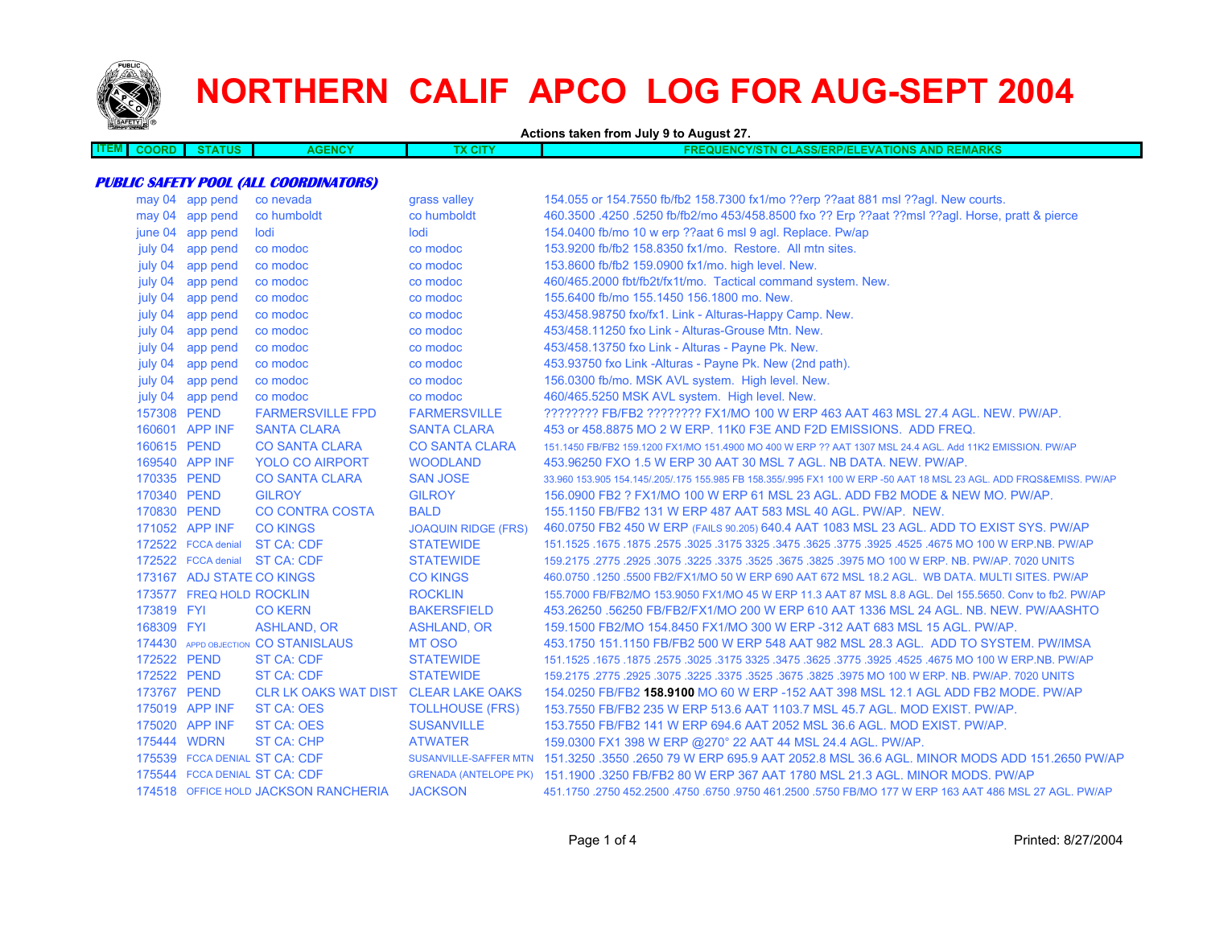# NORTHERN CALIF APCO LOG FOR AUG-SEPT 2004

**Actions taken from July 9 to August 27.**

| ITEM | COORD | STATUS | AGENCY | TX CITY | FREQUENCY/STN CLASS/ERP/ELEVATIONS AND REMARKS |
|---|---|---|---|---|---|

***PUBLIC SAFETY POOL (ALL COORDINATORS)***

| ITEM | COORD | STATUS | AGENCY | TX CITY | FREQUENCY/STN CLASS/ERP/ELEVATIONS AND REMARKS |
|---|---|---|---|---|---|
| | may 04 | app pend | co nevada | grass valley | 154.055 or 154.7550 fb/fb2 158.7300 fx1/mo ??erp ??aat 881 msl ??agl. New courts. |
| | may 04 | app pend | co humboldt | co humboldt | 460.3500 .4250 .5250 fb/fb2/mo 453/458.8500 fxo ?? Erp ??aat ??msl ??agl. Horse, pratt & pierce |
| | june 04 | app pend | lodi | lodi | 154.0400 fb/mo 10 w erp ??aat 6 msl 9 agl. Replace. Pw/ap |
| | july 04 | app pend | co modoc | co modoc | 153.9200 fb/fb2 158.8350 fx1/mo. Restore. All mtn sites. |
| | july 04 | app pend | co modoc | co modoc | 153.8600 fb/fb2 159.0900 fx1/mo. high level. New. |
| | july 04 | app pend | co modoc | co modoc | 460/465.2000 fbt/fb2t/fx1t/mo. Tactical command system. New. |
| | july 04 | app pend | co modoc | co modoc | 155.6400 fb/mo 155.1450 156.1800 mo. New. |
| | july 04 | app pend | co modoc | co modoc | 453/458.98750 fxo/fx1. Link - Alturas-Happy Camp. New. |
| | july 04 | app pend | co modoc | co modoc | 453/458.11250 fxo Link - Alturas-Grouse Mtn. New. |
| | july 04 | app pend | co modoc | co modoc | 453/458.13750 fxo Link - Alturas - Payne Pk. New. |
| | july 04 | app pend | co modoc | co modoc | 453.93750 fxo Link -Alturas - Payne Pk. New (2nd path). |
| | july 04 | app pend | co modoc | co modoc | 156.0300 fb/mo. MSK AVL system. High level. New. |
| | july 04 | app pend | co modoc | co modoc | 460/465.5250 MSK AVL system. High level. New. |
| | 157308 | PEND | FARMERSVILLE FPD | FARMERSVILLE | ???????? FB/FB2 ???????? FX1/MO 100 W ERP 463 AAT 463 MSL 27.4 AGL. NEW. PW/AP. |
| | 160601 | APP INF | SANTA CLARA | SANTA CLARA | 453 or 458.8875 MO 2 W ERP. 11K0 F3E AND F2D EMISSIONS. ADD FREQ. |
| | 160615 | PEND | CO SANTA CLARA | CO SANTA CLARA | 151.1450 FB/FB2 159.1200 FX1/MO 151.4900 MO 400 W ERP ?? AAT 1307 MSL 24.4 AGL. Add 11K2 EMISSION. PW/AP |
| | 169540 | APP INF | YOLO CO AIRPORT | WOODLAND | 453.96250 FXO 1.5 W ERP 30 AAT 30 MSL 7 AGL. NB DATA. NEW. PW/AP. |
| | 170335 | PEND | CO SANTA CLARA | SAN JOSE | 33.960 153.905 154.145/.205/.175 155.985 FB 158.355/.995 FX1 100 W ERP -50 AAT 18 MSL 23 AGL. ADD FRQS&EMISS. PW/AP |
| | 170340 | PEND | GILROY | GILROY | 156.0900 FB2 ? FX1/MO 100 W ERP 61 MSL 23 AGL. ADD FB2 MODE & NEW MO. PW/AP. |
| | 170830 | PEND | CO CONTRA COSTA | BALD | 155.1150 FB/FB2 131 W ERP 487 AAT 583 MSL 40 AGL. PW/AP. NEW. |
| | 171052 | APP INF | CO KINGS | JOAQUIN RIDGE (FRS) | 460.0750 FB2 450 W ERP (FAILS 90.205) 640.4 AAT 1083 MSL 23 AGL. ADD TO EXIST SYS. PW/AP |
| | 172522 | FCCA denial | ST CA: CDF | STATEWIDE | 151.1525 .1675 .1875 .2575 .3025 .3175 3325 .3475 .3625 .3775 .3925 .4525 .4675 MO 100 W ERP.NB. PW/AP |
| | 172522 | FCCA denial | ST CA: CDF | STATEWIDE | 159.2175 .2775 .2925 .3075 .3225 .3375 .3525 .3675 .3825 .3975 MO 100 W ERP. NB. PW/AP. 7020 UNITS |
| | 173167 | ADJ STATE | CO KINGS | CO KINGS | 460.0750 .1250 .5500 FB2/FX1/MO 50 W ERP 690 AAT 672 MSL 18.2 AGL. WB DATA. MULTI SITES. PW/AP |
| | 173577 | FREQ HOLD | ROCKLIN | ROCKLIN | 155.7000 FB/FB2/MO 153.9050 FX1/MO 45 W ERP 11.3 AAT 87 MSL 8.8 AGL. Del 155.5650. Conv to fb2. PW/AP |
| | 173819 | FYI | CO KERN | BAKERSFIELD | 453.26250 .56250 FB/FB2/FX1/MO 200 W ERP 610 AAT 1336 MSL 24 AGL. NB. NEW. PW/AASHTO |
| | 168309 | FYI | ASHLAND, OR | ASHLAND, OR | 159.1500 FB2/MO 154.8450 FX1/MO 300 W ERP -312 AAT 683 MSL 15 AGL. PW/AP. |
| | 174430 | APPD OBJECTION | CO STANISLAUS | MT OSO | 453.1750 151.1150 FB/FB2 500 W ERP 548 AAT 982 MSL 28.3 AGL. ADD TO SYSTEM. PW/IMSA |
| | 172522 | PEND | ST CA: CDF | STATEWIDE | 151.1525 .1675 .1875 .2575 .3025 .3175 3325 .3475 .3625 .3775 .3925 .4525 .4675 MO 100 W ERP.NB. PW/AP |
| | 172522 | PEND | ST CA: CDF | STATEWIDE | 159.2175 .2775 .2925 .3075 .3225 .3375 .3525 .3675 .3825 .3975 MO 100 W ERP. NB. PW/AP. 7020 UNITS |
| | 173767 | PEND | CLR LK OAKS WAT DIST | CLEAR LAKE OAKS | 154.0250 FB/FB2 **158.9100** MO 60 W ERP -152 AAT 398 MSL 12.1 AGL ADD FB2 MODE. PW/AP |
| | 175019 | APP INF | ST CA: OES | TOLLHOUSE (FRS) | 153.7550 FB/FB2 235 W ERP 513.6 AAT 1103.7 MSL 45.7 AGL. MOD EXIST. PW/AP. |
| | 175020 | APP INF | ST CA: OES | SUSANVILLE | 153.7550 FB/FB2 141 W ERP 694.6 AAT 2052 MSL 36.6 AGL. MOD EXIST. PW/AP. |
| | 175444 | WDRN | ST CA: CHP | ATWATER | 159.0300 FX1 398 W ERP @270° 22 AAT 44 MSL 24.4 AGL. PW/AP. |
| | 175539 | FCCA DENIAL | ST CA: CDF | SUSANVILLE-SAFFER MTN | 151.3250 .3550 .2650 79 W ERP 695.9 AAT 2052.8 MSL 36.6 AGL. MINOR MODS ADD 151.2650 PW/AP |
| | 175544 | FCCA DENIAL | ST CA: CDF | GRENADA (ANTELOPE PK) | 151.1900 .3250 FB/FB2 80 W ERP 367 AAT 1780 MSL 21.3 AGL. MINOR MODS. PW/AP |
| | 174518 | OFFICE HOLD | JACKSON RANCHERIA | JACKSON | 451.1750 .2750 452.2500 .4750 .6750 .9750 461.2500 .5750 FB/MO 177 W ERP 163 AAT 486 MSL 27 AGL. PW/AP |

Printed: 8/27/2004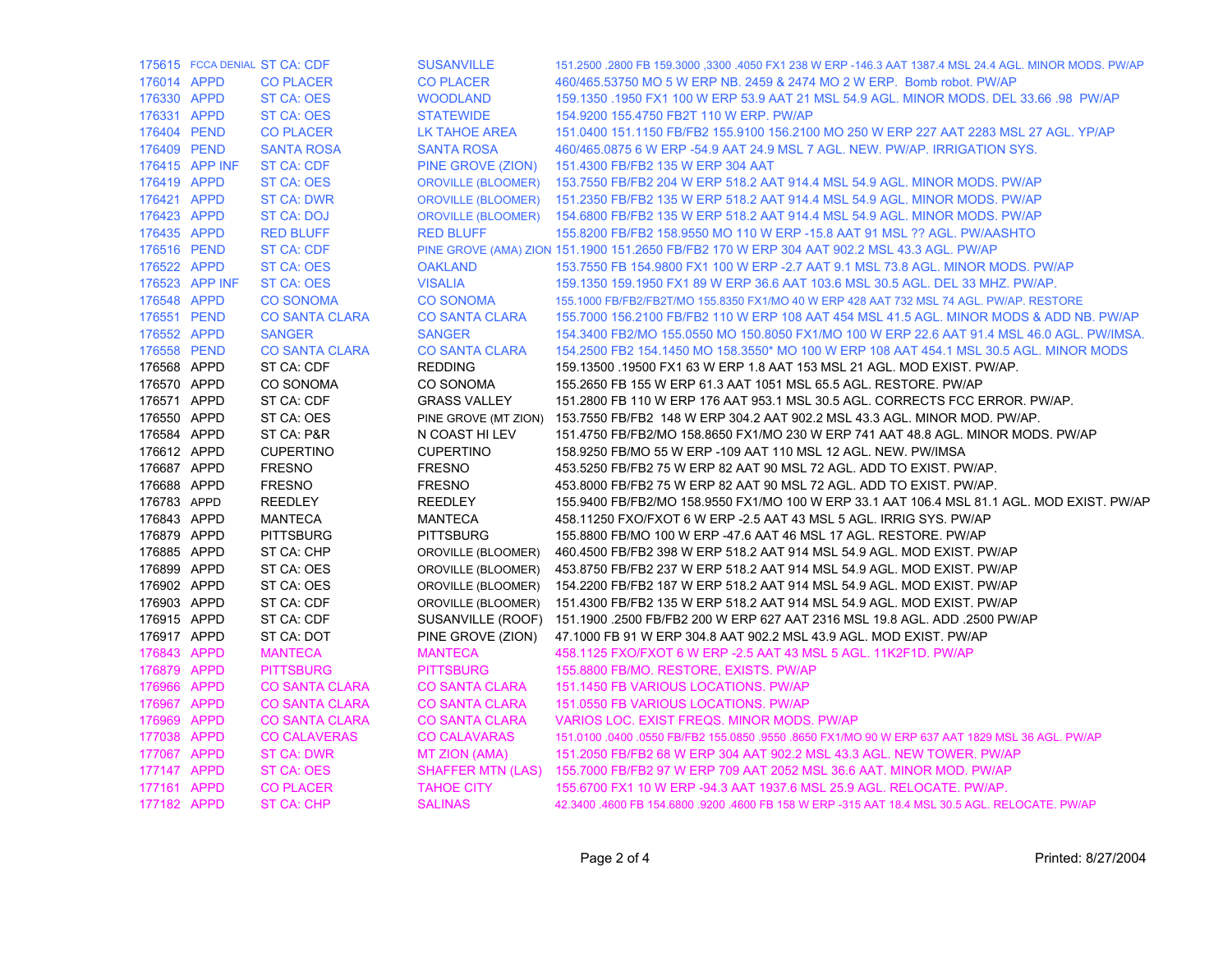| | | | | |
|---|---|---|---|---|
| 175615 | FCCA DENIAL | ST CA: CDF | SUSANVILLE | 151.2500 .2800 FB 159.3000 ,3300 .4050 FX1 238 W ERP -146.3 AAT 1387.4 MSL 24.4 AGL. MINOR MODS. PW/AP |
| 176014 | APPD | CO PLACER | CO PLACER | 460/465.53750 MO 5 W ERP NB. 2459 & 2474 MO 2 W ERP. Bomb robot. PW/AP |
| 176330 | APPD | ST CA: OES | WOODLAND | 159.1350 .1950 FX1 100 W ERP 53.9 AAT 21 MSL 54.9 AGL. MINOR MODS. DEL 33.66 .98 PW/AP |
| 176331 | APPD | ST CA: OES | STATEWIDE | 154.9200 155.4750 FB2T 110 W ERP. PW/AP |
| 176404 | PEND | CO PLACER | LK TAHOE AREA | 151.0400 151.1150 FB/FB2 155.9100 156.2100 MO 250 W ERP 227 AAT 2283 MSL 27 AGL. YP/AP |
| 176409 | PEND | SANTA ROSA | SANTA ROSA | 460/465.0875 6 W ERP -54.9 AAT 24.9 MSL 7 AGL. NEW. PW/AP. IRRIGATION SYS. |
| 176415 | APP INF | ST CA: CDF | PINE GROVE (ZION) | 151.4300 FB/FB2 135 W ERP 304 AAT |
| 176419 | APPD | ST CA: OES | OROVILLE (BLOOMER) | 153.7550 FB/FB2 204 W ERP 518.2 AAT 914.4 MSL 54.9 AGL. MINOR MODS. PW/AP |
| 176421 | APPD | ST CA: DWR | OROVILLE (BLOOMER) | 151.2350 FB/FB2 135 W ERP 518.2 AAT 914.4 MSL 54.9 AGL. MINOR MODS. PW/AP |
| 176423 | APPD | ST CA: DOJ | OROVILLE (BLOOMER) | 154.6800 FB/FB2 135 W ERP 518.2 AAT 914.4 MSL 54.9 AGL. MINOR MODS. PW/AP |
| 176435 | APPD | RED BLUFF | RED BLUFF | 155.8200 FB/FB2 158.9550 MO 110 W ERP -15.8 AAT 91 MSL ?? AGL. PW/AASHTO |
| 176516 | PEND | ST CA: CDF | PINE GROVE (AMA) ZION | 151.1900 151.2650 FB/FB2 170 W ERP 304 AAT 902.2 MSL 43.3 AGL. PW/AP |
| 176522 | APPD | ST CA: OES | OAKLAND | 153.7550 FB 154.9800 FX1 100 W ERP -2.7 AAT 9.1 MSL 73.8 AGL. MINOR MODS. PW/AP |
| 176523 | APP INF | ST CA: OES | VISALIA | 159.1350 159.1950 FX1 89 W ERP 36.6 AAT 103.6 MSL 30.5 AGL. DEL 33 MHZ. PW/AP. |
| 176548 | APPD | CO SONOMA | CO SONOMA | 155.1000 FB/FB2/FB2T/MO 155.8350 FX1/MO 40 W ERP 428 AAT 732 MSL 74 AGL. PW/AP. RESTORE |
| 176551 | PEND | CO SANTA CLARA | CO SANTA CLARA | 155.7000 156.2100 FB/FB2 110 W ERP 108 AAT 454 MSL 41.5 AGL. MINOR MODS & ADD NB. PW/AP |
| 176552 | APPD | SANGER | SANGER | 154.3400 FB2/MO 155.0550 MO 150.8050 FX1/MO 100 W ERP 22.6 AAT 91.4 MSL 46.0 AGL. PW/IMSA. |
| 176558 | PEND | CO SANTA CLARA | CO SANTA CLARA | 154.2500 FB2 154.1450 MO 158.3550* MO 100 W ERP 108 AAT 454.1 MSL 30.5 AGL. MINOR MODS |
| 176568 | APPD | ST CA: CDF | REDDING | 159.13500 .19500 FX1 63 W ERP 1.8 AAT 153 MSL 21 AGL. MOD EXIST. PW/AP. |
| 176570 | APPD | CO SONOMA | CO SONOMA | 155.2650 FB 155 W ERP 61.3 AAT 1051 MSL 65.5 AGL. RESTORE. PW/AP |
| 176571 | APPD | ST CA: CDF | GRASS VALLEY | 151.2800 FB 110 W ERP 176 AAT 953.1 MSL 30.5 AGL. CORRECTS FCC ERROR. PW/AP. |
| 176550 | APPD | ST CA: OES | PINE GROVE (MT ZION) | 153.7550 FB/FB2 148 W ERP 304.2 AAT 902.2 MSL 43.3 AGL. MINOR MOD. PW/AP. |
| 176584 | APPD | ST CA: P&R | N COAST HI LEV | 151.4750 FB/FB2/MO 158.8650 FX1/MO 230 W ERP 741 AAT 48.8 AGL. MINOR MODS. PW/AP |
| 176612 | APPD | CUPERTINO | CUPERTINO | 158.9250 FB/MO 55 W ERP -109 AAT 110 MSL 12 AGL. NEW. PW/IMSA |
| 176687 | APPD | FRESNO | FRESNO | 453.5250 FB/FB2 75 W ERP 82 AAT 90 MSL 72 AGL. ADD TO EXIST. PW/AP. |
| 176688 | APPD | FRESNO | FRESNO | 453.8000 FB/FB2 75 W ERP 82 AAT 90 MSL 72 AGL. ADD TO EXIST. PW/AP. |
| 176783 | APPD | REEDLEY | REEDLEY | 155.9400 FB/FB2/MO 158.9550 FX1/MO 100 W ERP 33.1 AAT 106.4 MSL 81.1 AGL. MOD EXIST. PW/AP |
| 176843 | APPD | MANTECA | MANTECA | 458.11250 FXO/FXOT 6 W ERP -2.5 AAT 43 MSL 5 AGL. IRRIG SYS. PW/AP |
| 176879 | APPD | PITTSBURG | PITTSBURG | 155.8800 FB/MO 100 W ERP -47.6 AAT 46 MSL 17 AGL. RESTORE. PW/AP |
| 176885 | APPD | ST CA: CHP | OROVILLE (BLOOMER) | 460.4500 FB/FB2 398 W ERP 518.2 AAT 914 MSL 54.9 AGL. MOD EXIST. PW/AP |
| 176899 | APPD | ST CA: OES | OROVILLE (BLOOMER) | 453.8750 FB/FB2 237 W ERP 518.2 AAT 914 MSL 54.9 AGL. MOD EXIST. PW/AP |
| 176902 | APPD | ST CA: OES | OROVILLE (BLOOMER) | 154.2200 FB/FB2 187 W ERP 518.2 AAT 914 MSL 54.9 AGL. MOD EXIST. PW/AP |
| 176903 | APPD | ST CA: CDF | OROVILLE (BLOOMER) | 151.4300 FB/FB2 135 W ERP 518.2 AAT 914 MSL 54.9 AGL. MOD EXIST. PW/AP |
| 176915 | APPD | ST CA: CDF | SUSANVILLE (ROOF) | 151.1900 .2500 FB/FB2 200 W ERP 627 AAT 2316 MSL 19.8 AGL. ADD .2500 PW/AP |
| 176917 | APPD | ST CA: DOT | PINE GROVE (ZION) | 47.1000 FB 91 W ERP 304.8 AAT 902.2 MSL 43.9 AGL. MOD EXIST. PW/AP |
| 176843 | APPD | MANTECA | MANTECA | 458.1125 FXO/FXOT 6 W ERP -2.5 AAT 43 MSL 5 AGL. 11K2F1D. PW/AP |
| 176879 | APPD | PITTSBURG | PITTSBURG | 155.8800 FB/MO. RESTORE, EXISTS. PW/AP |
| 176966 | APPD | CO SANTA CLARA | CO SANTA CLARA | 151.1450 FB VARIOUS LOCATIONS. PW/AP |
| 176967 | APPD | CO SANTA CLARA | CO SANTA CLARA | 151.0550 FB VARIOUS LOCATIONS. PW/AP |
| 176969 | APPD | CO SANTA CLARA | CO SANTA CLARA | VARIOS LOC. EXIST FREQS. MINOR MODS. PW/AP |
| 177038 | APPD | CO CALAVERAS | CO CALAVARAS | 151.0100 .0400 .0550 FB/FB2 155.0850 .9550 .8650 FX1/MO 90 W ERP 637 AAT 1829 MSL 36 AGL. PW/AP |
| 177067 | APPD | ST CA: DWR | MT ZION (AMA) | 151.2050 FB/FB2 68 W ERP 304 AAT 902.2 MSL 43.3 AGL. NEW TOWER. PW/AP |
| 177147 | APPD | ST CA: OES | SHAFFER MTN (LAS) | 155.7000 FB/FB2 97 W ERP 709 AAT 2052 MSL 36.6 AAT. MINOR MOD. PW/AP |
| 177161 | APPD | CO PLACER | TAHOE CITY | 155.6700 FX1 10 W ERP -94.3 AAT 1937.6 MSL 25.9 AGL. RELOCATE. PW/AP. |
| 177182 | APPD | ST CA: CHP | SALINAS | 42.3400 .4600 FB 154.6800 .9200 .4600 FB 158 W ERP -315 AAT 18.4 MSL 30.5 AGL. RELOCATE. PW/AP |

Printed: 8/27/2004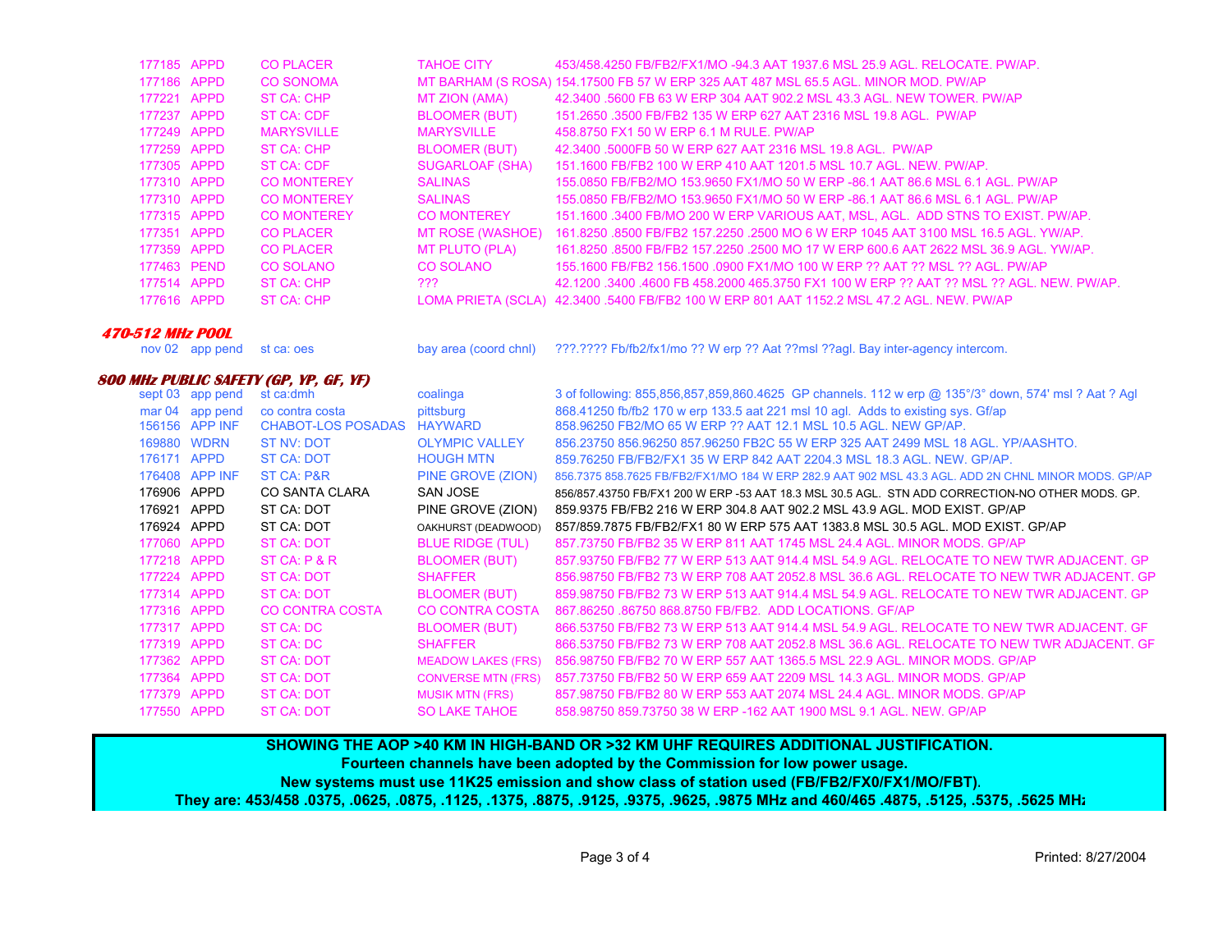| | | | | |
|---|---|---|---|---|
| 177185 | APPD | CO PLACER | TAHOE CITY | 453/458.4250 FB/FB2/FX1/MO -94.3 AAT 1937.6 MSL 25.9 AGL. RELOCATE. PW/AP. |
| 177186 | APPD | CO SONOMA | MT BARHAM (S ROSA) | 154.17500 FB 57 W ERP 325 AAT 487 MSL 65.5 AGL. MINOR MOD. PW/AP |
| 177221 | APPD | ST CA: CHP | MT ZION (AMA) | 42.3400 .5600 FB 63 W ERP 304 AAT 902.2 MSL 43.3 AGL. NEW TOWER. PW/AP |
| 177237 | APPD | ST CA: CDF | BLOOMER (BUT) | 151.2650 .3500 FB/FB2 135 W ERP 627 AAT 2316 MSL 19.8 AGL. PW/AP |
| 177249 | APPD | MARYSVILLE | MARYSVILLE | 458.8750 FX1 50 W ERP 6.1 M RULE. PW/AP |
| 177259 | APPD | ST CA: CHP | BLOOMER (BUT) | 42.3400 .5000FB 50 W ERP 627 AAT 2316 MSL 19.8 AGL. PW/AP |
| 177305 | APPD | ST CA: CDF | SUGARLOAF (SHA) | 151.1600 FB/FB2 100 W ERP 410 AAT 1201.5 MSL 10.7 AGL. NEW. PW/AP. |
| 177310 | APPD | CO MONTEREY | SALINAS | 155.0850 FB/FB2/MO 153.9650 FX1/MO 50 W ERP -86.1 AAT 86.6 MSL 6.1 AGL. PW/AP |
| 177310 | APPD | CO MONTEREY | SALINAS | 155.0850 FB/FB2/MO 153.9650 FX1/MO 50 W ERP -86.1 AAT 86.6 MSL 6.1 AGL. PW/AP |
| 177315 | APPD | CO MONTEREY | CO MONTEREY | 151.1600 .3400 FB/MO 200 W ERP VARIOUS AAT, MSL, AGL. ADD STNS TO EXIST. PW/AP. |
| 177351 | APPD | CO PLACER | MT ROSE (WASHOE) | 161.8250 .8500 FB/FB2 157.2250 .2500 MO 6 W ERP 1045 AAT 3100 MSL 16.5 AGL. YW/AP. |
| 177359 | APPD | CO PLACER | MT PLUTO (PLA) | 161.8250 .8500 FB/FB2 157.2250 .2500 MO 17 W ERP 600.6 AAT 2622 MSL 36.9 AGL. YW/AP. |
| 177463 | PEND | CO SOLANO | CO SOLANO | 155.1600 FB/FB2 156.1500 .0900 FX1/MO 100 W ERP ?? AAT ?? MSL ?? AGL. PW/AP |
| 177514 | APPD | ST CA: CHP | ??? | 42.1200 .3400 .4600 FB 458.2000 465.3750 FX1 100 W ERP ?? AAT ?? MSL ?? AGL. NEW. PW/AP. |
| 177616 | APPD | ST CA: CHP | LOMA PRIETA (SCLA) | 42.3400 .5400 FB/FB2 100 W ERP 801 AAT 1152.2 MSL 47.2 AGL. NEW. PW/AP |

***470-512 MHz POOL***

| | | | | |
|---|---|---|---|---|
| nov 02 | app pend | st ca: oes | bay area (coord chnl) | ???.???? Fb/fb2/fx1/mo ?? W erp ?? Aat ??msl ??agl. Bay inter-agency intercom. |

***800 MHz PUBLIC SAFETY (GP, YP, GF, YF)***

| | | | | |
|---|---|---|---|---|
| sept 03 | app pend | st ca:dmh | coalinga | 3 of following: 855,856,857,859,860.4625 GP channels. 112 w erp @ 135°/3° down, 574' msl ? Aat ? Agl |
| mar 04 | app pend | co contra costa | pittsburg | 868.41250 fb/fb2 170 w erp 133.5 aat 221 msl 10 agl. Adds to existing sys. Gf/ap |
| 156156 | APP INF | CHABOT-LOS POSADAS | HAYWARD | 858.96250 FB2/MO 65 W ERP ?? AAT 12.1 MSL 10.5 AGL. NEW GP/AP. |
| 169880 | WDRN | ST NV: DOT | OLYMPIC VALLEY | 856.23750 856.96250 857.96250 FB2C 55 W ERP 325 AAT 2499 MSL 18 AGL. YP/AASHTO. |
| 176171 | APPD | ST CA: DOT | HOUGH MTN | 859.76250 FB/FB2/FX1 35 W ERP 842 AAT 2204.3 MSL 18.3 AGL. NEW. GP/AP. |
| 176408 | APP INF | ST CA: P&R | PINE GROVE (ZION) | 856.7375 858.7625 FB/FB2/FX1/MO 184 W ERP 282.9 AAT 902 MSL 43.3 AGL. ADD 2N CHNL MINOR MODS. GP/AP |
| 176906 | APPD | CO SANTA CLARA | SAN JOSE | 856/857.43750 FB/FX1 200 W ERP -53 AAT 18.3 MSL 30.5 AGL. STN ADD CORRECTION-NO OTHER MODS. GP. |
| 176921 | APPD | ST CA: DOT | PINE GROVE (ZION) | 859.9375 FB/FB2 216 W ERP 304.8 AAT 902.2 MSL 43.9 AGL. MOD EXIST. GP/AP |
| 176924 | APPD | ST CA: DOT | OAKHURST (DEADWOOD) | 857/859.7875 FB/FB2/FX1 80 W ERP 575 AAT 1383.8 MSL 30.5 AGL. MOD EXIST. GP/AP |
| 177060 | APPD | ST CA: DOT | BLUE RIDGE (TUL) | 857.73750 FB/FB2 35 W ERP 811 AAT 1745 MSL 24.4 AGL. MINOR MODS. GP/AP |
| 177218 | APPD | ST CA: P & R | BLOOMER (BUT) | 857.93750 FB/FB2 77 W ERP 513 AAT 914.4 MSL 54.9 AGL. RELOCATE TO NEW TWR ADJACENT. GP |
| 177224 | APPD | ST CA: DOT | SHAFFER | 856.98750 FB/FB2 73 W ERP 708 AAT 2052.8 MSL 36.6 AGL. RELOCATE TO NEW TWR ADJACENT. GP |
| 177314 | APPD | ST CA: DOT | BLOOMER (BUT) | 859.98750 FB/FB2 73 W ERP 513 AAT 914.4 MSL 54.9 AGL. RELOCATE TO NEW TWR ADJACENT. GP |
| 177316 | APPD | CO CONTRA COSTA | CO CONTRA COSTA | 867.86250 .86750 868.8750 FB/FB2. ADD LOCATIONS. GF/AP |
| 177317 | APPD | ST CA: DC | BLOOMER (BUT) | 866.53750 FB/FB2 73 W ERP 513 AAT 914.4 MSL 54.9 AGL. RELOCATE TO NEW TWR ADJACENT. GF |
| 177319 | APPD | ST CA: DC | SHAFFER | 866.53750 FB/FB2 73 W ERP 708 AAT 2052.8 MSL 36.6 AGL. RELOCATE TO NEW TWR ADJACENT. GF |
| 177362 | APPD | ST CA: DOT | MEADOW LAKES (FRS) | 856.98750 FB/FB2 70 W ERP 557 AAT 1365.5 MSL 22.9 AGL. MINOR MODS. GP/AP |
| 177364 | APPD | ST CA: DOT | CONVERSE MTN (FRS) | 857.73750 FB/FB2 50 W ERP 659 AAT 2209 MSL 14.3 AGL. MINOR MODS. GP/AP |
| 177379 | APPD | ST CA: DOT | MUSIK MTN (FRS) | 857.98750 FB/FB2 80 W ERP 553 AAT 2074 MSL 24.4 AGL. MINOR MODS. GP/AP |
| 177550 | APPD | ST CA: DOT | SO LAKE TAHOE | 858.98750 859.73750 38 W ERP -162 AAT 1900 MSL 9.1 AGL. NEW. GP/AP |

**SHOWING THE AOP >40 KM IN HIGH-BAND OR >32 KM UHF REQUIRES ADDITIONAL JUSTIFICATION.**
**Fourteen channels have been adopted by the Commission for low power usage.**
**New systems must use 11K25 emission and show class of station used (FB/FB2/FX0/FX1/MO/FBT).**
**They are: 453/458 .0375, .0625, .0875, .1125, .1375, .8875, .9125, .9375, .9625, .9875 MHz and 460/465 .4875, .5125, .5375, .5625 MHz**

Printed: 8/27/2004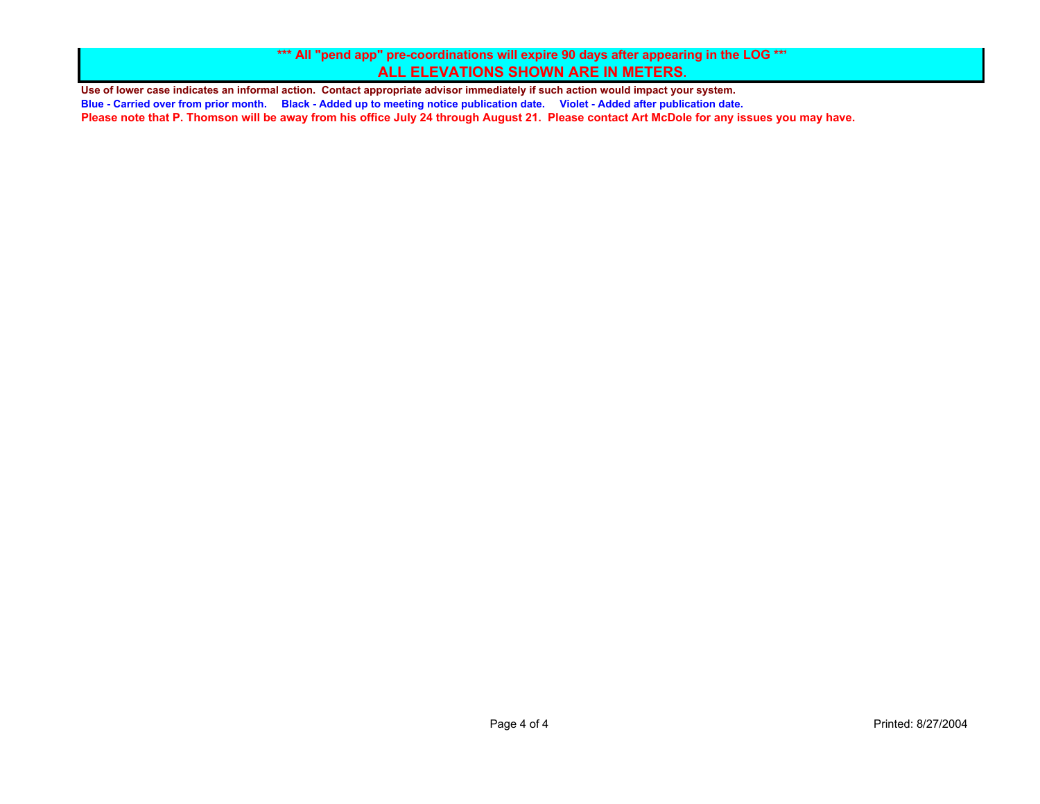**\*\*\* All "pend app" pre-coordinations will expire 90 days after appearing in the LOG \*\*\***

**ALL ELEVATIONS SHOWN ARE IN METERS.**

**Use of lower case indicates an informal action. Contact appropriate advisor immediately if such action would impact your system.**

**Blue - Carried over from prior month. Black - Added up to meeting notice publication date. Violet - Added after publication date.**

**Please note that P. Thomson will be away from his office July 24 through August 21. Please contact Art McDole for any issues you may have.**

Printed: 8/27/2004